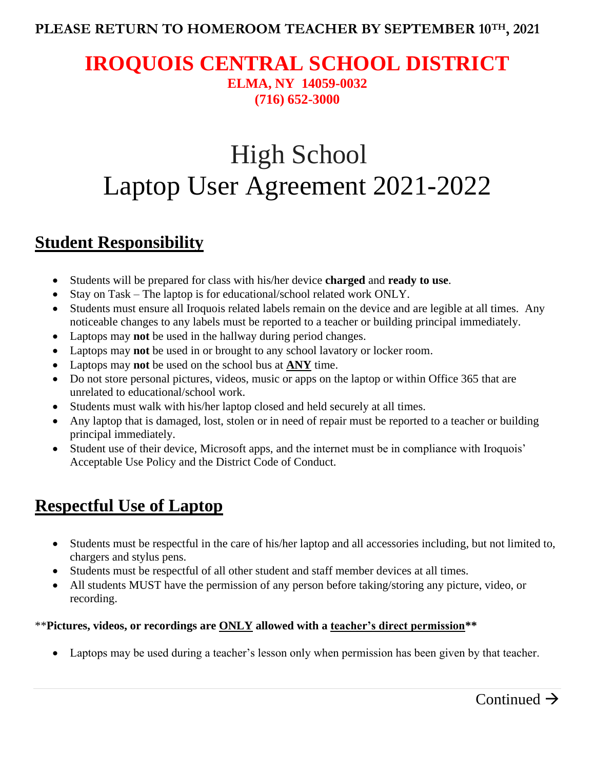**PLEASE RETURN TO HOMEROOM TEACHER BY SEPTEMBER 10TH, 2021**

# IROQUOIS CENTRAL SCHOOL DISTRICT

**ELMA, NY 14059-0032**
**(716) 652-3000**

# High School
# Laptop User Agreement 2021-2022

## Student Responsibility

- Students will be prepared for class with his/her device **charged** and **ready to use**.
- Stay on Task – The laptop is for educational/school related work ONLY.
- Students must ensure all Iroquois related labels remain on the device and are legible at all times. Any noticeable changes to any labels must be reported to a teacher or building principal immediately.
- Laptops may **not** be used in the hallway during period changes.
- Laptops may **not** be used in or brought to any school lavatory or locker room.
- Laptops may **not** be used on the school bus at **ANY** time.
- Do not store personal pictures, videos, music or apps on the laptop or within Office 365 that are unrelated to educational/school work.
- Students must walk with his/her laptop closed and held securely at all times.
- Any laptop that is damaged, lost, stolen or in need of repair must be reported to a teacher or building principal immediately.
- Student use of their device, Microsoft apps, and the internet must be in compliance with Iroquois' Acceptable Use Policy and the District Code of Conduct.

## Respectful Use of Laptop

- Students must be respectful in the care of his/her laptop and all accessories including, but not limited to, chargers and stylus pens.
- Students must be respectful of all other student and staff member devices at all times.
- All students MUST have the permission of any person before taking/storing any picture, video, or recording.

**\*\*Pictures, videos, or recordings are ONLY allowed with a teacher's direct permission\*\***

- Laptops may be used during a teacher's lesson only when permission has been given by that teacher.

Continued →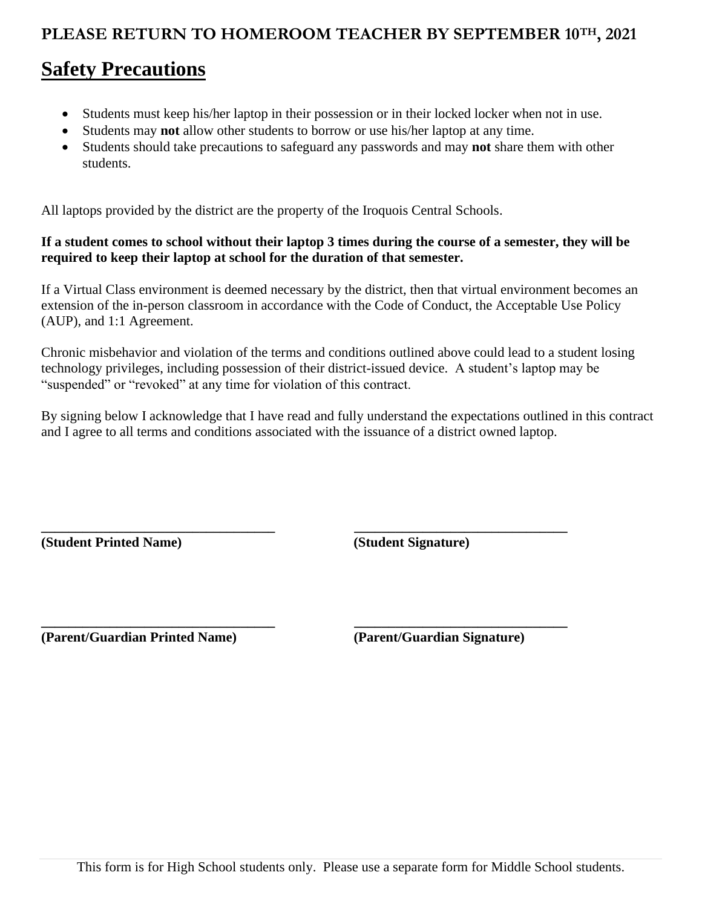**PLEASE RETURN TO HOMEROOM TEACHER BY SEPTEMBER 10TH, 2021**

# Safety Precautions

- Students must keep his/her laptop in their possession or in their locked locker when not in use.
- Students may **not** allow other students to borrow or use his/her laptop at any time.
- Students should take precautions to safeguard any passwords and may **not** share them with other students.

All laptops provided by the district are the property of the Iroquois Central Schools.

**If a student comes to school without their laptop 3 times during the course of a semester, they will be required to keep their laptop at school for the duration of that semester.**

If a Virtual Class environment is deemed necessary by the district, then that virtual environment becomes an extension of the in-person classroom in accordance with the Code of Conduct, the Acceptable Use Policy (AUP), and 1:1 Agreement.

Chronic misbehavior and violation of the terms and conditions outlined above could lead to a student losing technology privileges, including possession of their district-issued device. A student's laptop may be "suspended" or "revoked" at any time for violation of this contract.

By signing below I acknowledge that I have read and fully understand the expectations outlined in this contract and I agree to all terms and conditions associated with the issuance of a district owned laptop.

| | |
|---|---|
| ______________________________ | ______________________________ |
| **(Student Printed Name)** | **(Student Signature)** |
| ______________________________ | ______________________________ |
| **(Parent/Guardian Printed Name)** | **(Parent/Guardian Signature)** |

This form is for High School students only. Please use a separate form for Middle School students.